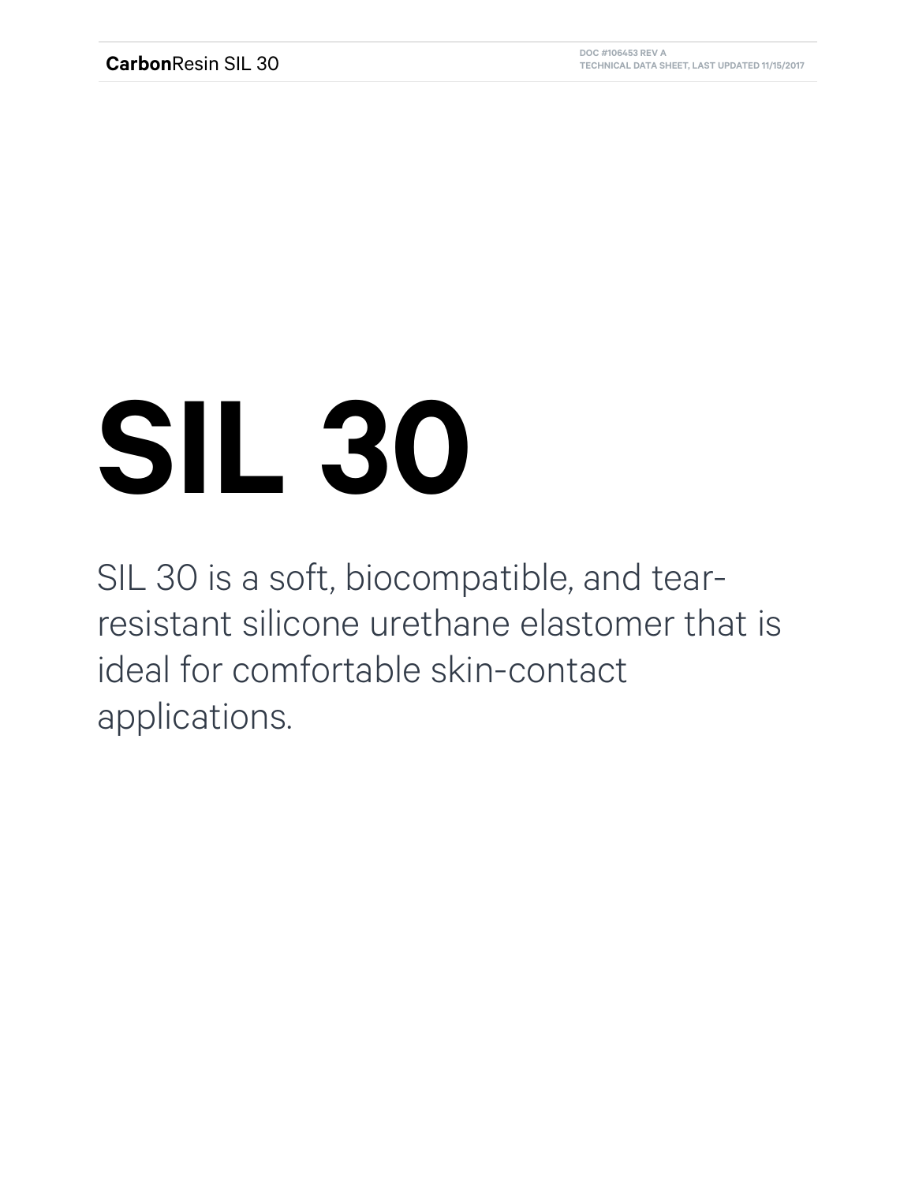# SIL 30

SIL 30 is a soft, biocompatible, and tear-resistant silicone urethane elastomer that is ideal for comfortable skin-contact applications.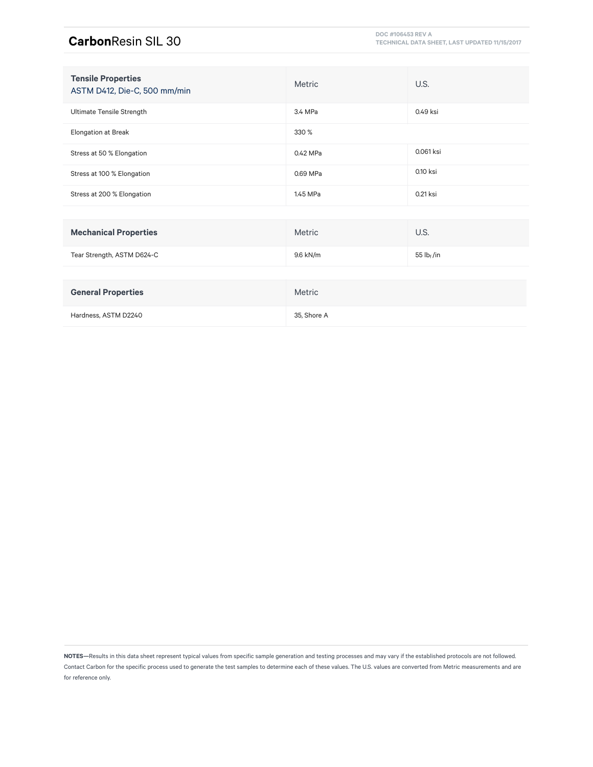# **Carbon**Resin SIL 30

| Tensile Properties ASTM D412, Die-C, 500 mm/min | Metric | U.S. |
|---|---|---|
| Ultimate Tensile Strength | 3.4 MPa | 0.49 ksi |
| Elongation at Break | 330 % | |
| Stress at 50 % Elongation | 0.42 MPa | 0.061 ksi |
| Stress at 100 % Elongation | 0.69 MPa | 0.10 ksi |
| Stress at 200 % Elongation | 1.45 MPa | 0.21 ksi |

| Mechanical Properties | Metric | U.S. |
|---|---|---|
| Tear Strength, ASTM D624-C | 9.6 kN/m | 55 $lb_f$/in |

| General Properties | Metric |
|---|---|
| Hardness, ASTM D2240 | 35, Shore A |

**NOTES**—Results in this data sheet represent typical values from specific sample generation and testing processes and may vary if the established protocols are not followed. Contact Carbon for the specific process used to generate the test samples to determine each of these values. The U.S. values are converted from Metric measurements and are for reference only.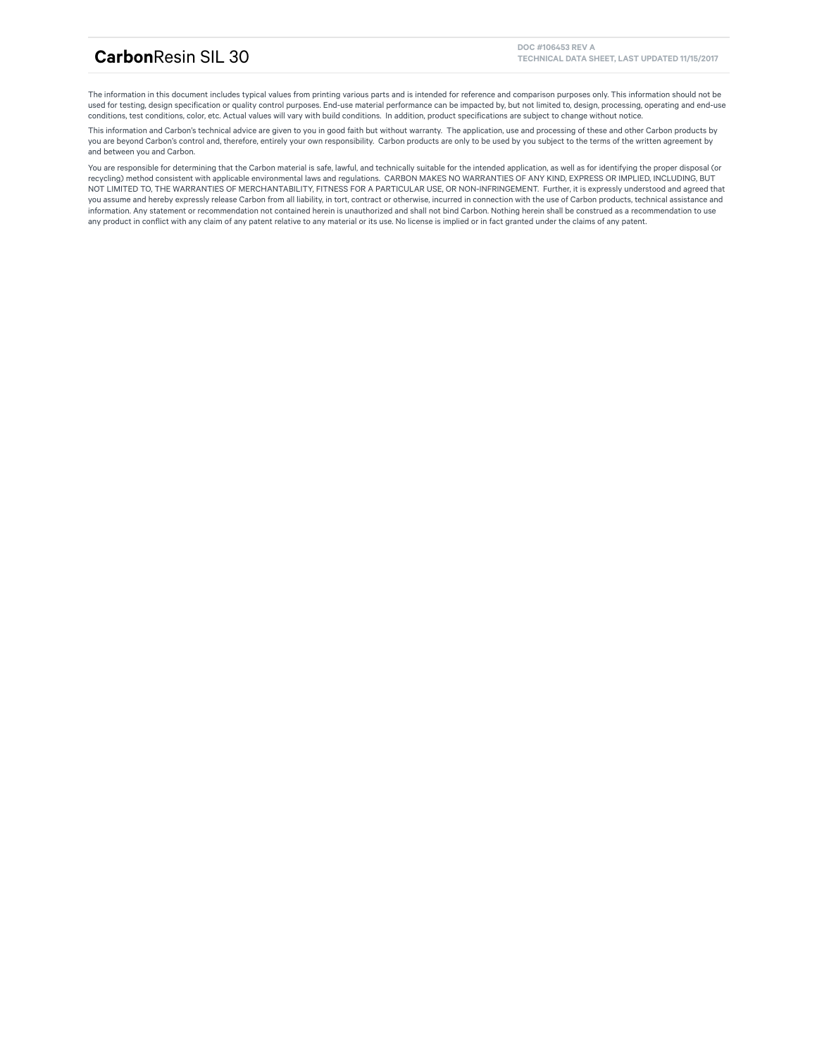The information in this document includes typical values from printing various parts and is intended for reference and comparison purposes only. This information should not be used for testing, design specification or quality control purposes. End-use material performance can be impacted by, but not limited to, design, processing, operating and end-use conditions, test conditions, color, etc. Actual values will vary with build conditions. In addition, product specifications are subject to change without notice.

This information and Carbon's technical advice are given to you in good faith but without warranty. The application, use and processing of these and other Carbon products by you are beyond Carbon's control and, therefore, entirely your own responsibility. Carbon products are only to be used by you subject to the terms of the written agreement by and between you and Carbon.

You are responsible for determining that the Carbon material is safe, lawful, and technically suitable for the intended application, as well as for identifying the proper disposal (or recycling) method consistent with applicable environmental laws and regulations. CARBON MAKES NO WARRANTIES OF ANY KIND, EXPRESS OR IMPLIED, INCLUDING, BUT NOT LIMITED TO, THE WARRANTIES OF MERCHANTABILITY, FITNESS FOR A PARTICULAR USE, OR NON-INFRINGEMENT. Further, it is expressly understood and agreed that you assume and hereby expressly release Carbon from all liability, in tort, contract or otherwise, incurred in connection with the use of Carbon products, technical assistance and information. Any statement or recommendation not contained herein is unauthorized and shall not bind Carbon. Nothing herein shall be construed as a recommendation to use any product in conflict with any claim of any patent relative to any material or its use. No license is implied or in fact granted under the claims of any patent.